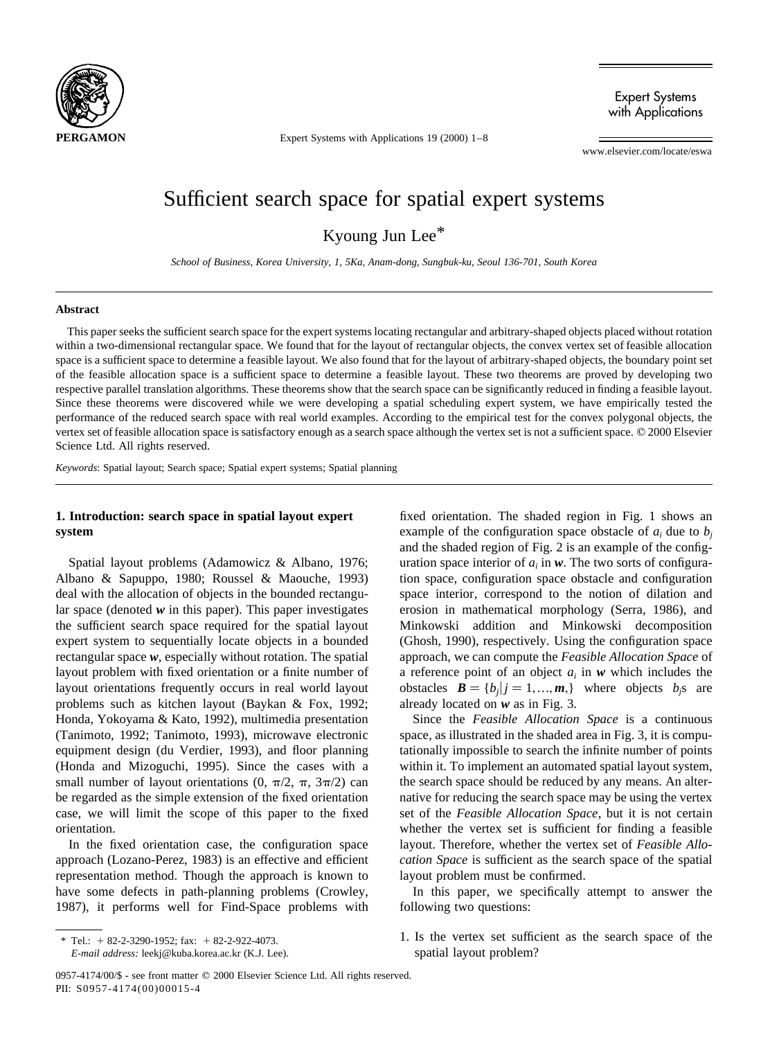# Sufficient search space for spatial expert systems

Kyoung Jun Lee*

*School of Business, Korea University, 1, 5Ka, Anam-dong, Sungbuk-ku, Seoul 136-701, South Korea*

## Abstract

This paper seeks the sufficient search space for the expert systems locating rectangular and arbitrary-shaped objects placed without rotation within a two-dimensional rectangular space. We found that for the layout of rectangular objects, the convex vertex set of feasible allocation space is a sufficient space to determine a feasible layout. We also found that for the layout of arbitrary-shaped objects, the boundary point set of the feasible allocation space is a sufficient space to determine a feasible layout. These two theorems are proved by developing two respective parallel translation algorithms. These theorems show that the search space can be significantly reduced in finding a feasible layout. Since these theorems were discovered while we were developing a spatial scheduling expert system, we have empirically tested the performance of the reduced search space with real world examples. According to the empirical test for the convex polygonal objects, the vertex set of feasible allocation space is satisfactory enough as a search space although the vertex set is not a sufficient space. © 2000 Elsevier Science Ltd. All rights reserved.

*Keywords*: Spatial layout; Search space; Spatial expert systems; Spatial planning

## 1. Introduction: search space in spatial layout expert system

Spatial layout problems (Adamowicz & Albano, 1976; Albano & Sapuppo, 1980; Roussel & Maouche, 1993) deal with the allocation of objects in the bounded rectangular space (denoted $\boldsymbol{w}$ in this paper). This paper investigates the sufficient search space required for the spatial layout expert system to sequentially locate objects in a bounded rectangular space $\boldsymbol{w}$, especially without rotation. The spatial layout problem with fixed orientation or a finite number of layout orientations frequently occurs in real world layout problems such as kitchen layout (Baykan & Fox, 1992; Honda, Yokoyama & Kato, 1992), multimedia presentation (Tanimoto, 1992; Tanimoto, 1993), microwave electronic equipment design (du Verdier, 1993), and floor planning (Honda and Mizoguchi, 1995). Since the cases with a small number of layout orientations (0, $\pi/2$, $\pi$, $3\pi/2$) can be regarded as the simple extension of the fixed orientation case, we will limit the scope of this paper to the fixed orientation.

In the fixed orientation case, the configuration space approach (Lozano-Perez, 1983) is an effective and efficient representation method. Though the approach is known to have some defects in path-planning problems (Crowley, 1987), it performs well for Find-Space problems with fixed orientation. The shaded region in Fig. 1 shows an example of the configuration space obstacle of $a_i$ due to $b_j$ and the shaded region of Fig. 2 is an example of the configuration space interior of $a_i$ in $\boldsymbol{w}$. The two sorts of configuration space, configuration space obstacle and configuration space interior, correspond to the notion of dilation and erosion in mathematical morphology (Serra, 1986), and Minkowski addition and Minkowski decomposition (Ghosh, 1990), respectively. Using the configuration space approach, we can compute the *Feasible Allocation Space* of a reference point of an object $a_i$ in $\boldsymbol{w}$ which includes the obstacles $\boldsymbol{B} = \{b_j | j = 1,\ldots,\boldsymbol{m},\}$ where objects $b_j$s are already located on $\boldsymbol{w}$ as in Fig. 3.

Since the *Feasible Allocation Space* is a continuous space, as illustrated in the shaded area in Fig. 3, it is computationally impossible to search the infinite number of points within it. To implement an automated spatial layout system, the search space should be reduced by any means. An alternative for reducing the search space may be using the vertex set of the *Feasible Allocation Space*, but it is not certain whether the vertex set is sufficient for finding a feasible layout. Therefore, whether the vertex set of *Feasible Allocation Space* is sufficient as the search space of the spatial layout problem must be confirmed.

In this paper, we specifically attempt to answer the following two questions:

1. Is the vertex set sufficient as the search space of the spatial layout problem?

---

\* Tel.: +82-2-3290-1952; fax: +82-2-922-4073.
*E-mail address:* leekj@kuba.korea.ac.kr (K.J. Lee).

0957-4174/00/$ - see front matter © 2000 Elsevier Science Ltd. All rights reserved.
PII: S0957-4174(00)00015-4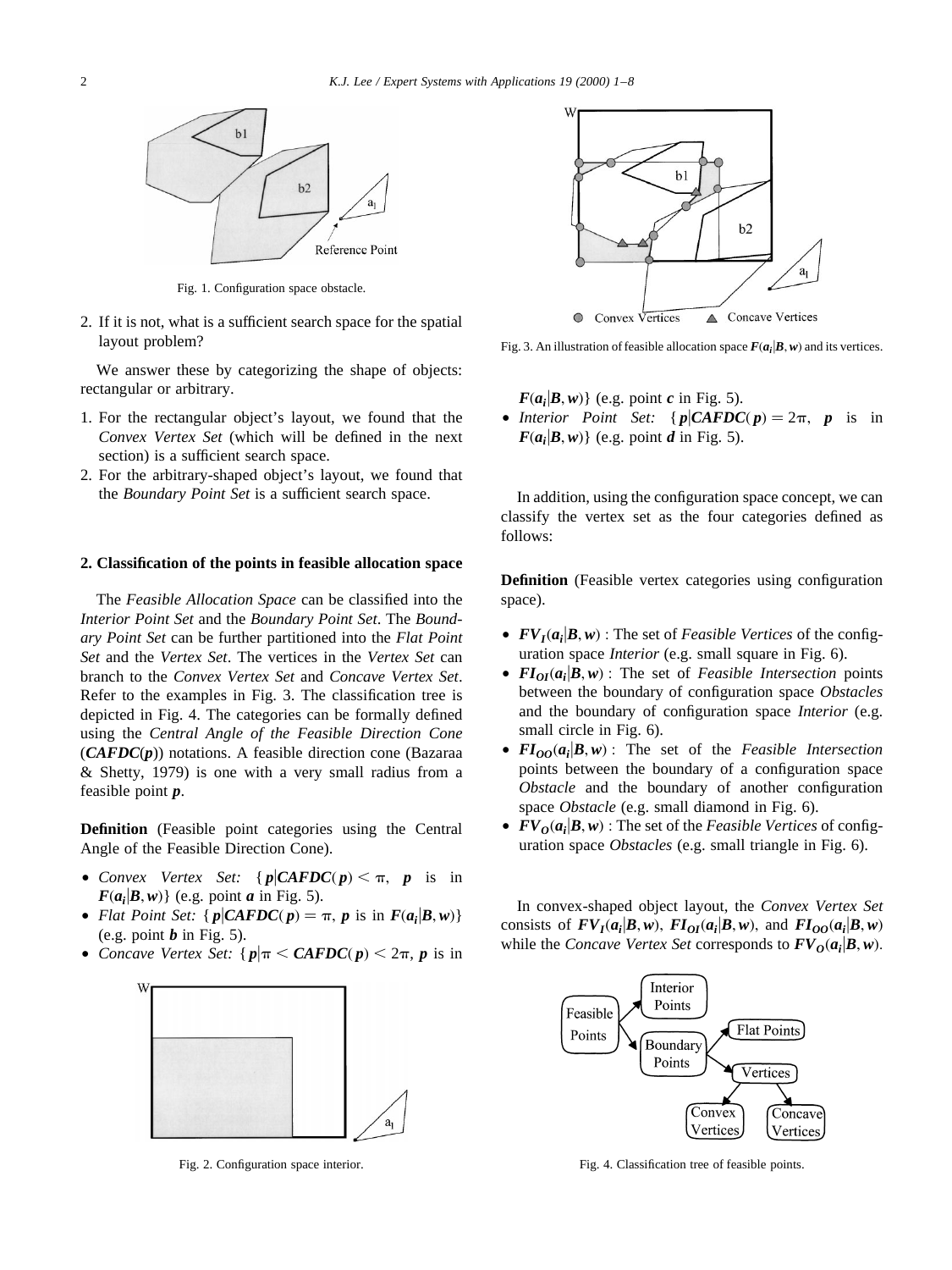Fig. 1. Configuration space obstacle.

2. If it is not, what is a sufficient search space for the spatial layout problem?

We answer these by categorizing the shape of objects: rectangular or arbitrary.

1. For the rectangular object's layout, we found that the *Convex Vertex Set* (which will be defined in the next section) is a sufficient search space.
2. For the arbitrary-shaped object's layout, we found that the *Boundary Point Set* is a sufficient search space.

## 2. Classification of the points in feasible allocation space

The *Feasible Allocation Space* can be classified into the *Interior Point Set* and the *Boundary Point Set*. The *Boundary Point Set* can be further partitioned into the *Flat Point Set* and the *Vertex Set*. The vertices in the *Vertex Set* can branch to the *Convex Vertex Set* and *Concave Vertex Set*. Refer to the examples in Fig. 3. The classification tree is depicted in Fig. 4. The categories can be formally defined using the *Central Angle of the Feasible Direction Cone* (***CAFDC*(*p*)**) notations. A feasible direction cone (Bazaraa & Shetty, 1979) is one with a very small radius from a feasible point ***p***.

**Definition** (Feasible point categories using the Central Angle of the Feasible Direction Cone).

- *Convex Vertex Set:* $\{\boldsymbol{p} | \boldsymbol{CAFDC}(\boldsymbol{p}) < \pi,\ \boldsymbol{p}$ is in $\boldsymbol{F}(\boldsymbol{a_i}|\boldsymbol{B}, \boldsymbol{w})\}$ (e.g. point ***a*** in Fig. 5).
- *Flat Point Set:* $\{\boldsymbol{p} | \boldsymbol{CAFDC}(\boldsymbol{p}) = \pi,\ \boldsymbol{p}$ is in $\boldsymbol{F}(\boldsymbol{a_i}|\boldsymbol{B}, \boldsymbol{w})\}$ (e.g. point ***b*** in Fig. 5).
- *Concave Vertex Set:* $\{\boldsymbol{p} | \pi < \boldsymbol{CAFDC}(\boldsymbol{p}) < 2\pi,\ \boldsymbol{p}$ is in $\boldsymbol{F}(\boldsymbol{a_i}|\boldsymbol{B}, \boldsymbol{w})\}$ (e.g. point ***c*** in Fig. 5).
- *Interior Point Set:* $\{\boldsymbol{p} | \boldsymbol{CAFDC}(\boldsymbol{p}) = 2\pi,\ \boldsymbol{p}$ is in $\boldsymbol{F}(\boldsymbol{a_i}|\boldsymbol{B}, \boldsymbol{w})\}$ (e.g. point ***d*** in Fig. 5).

Fig. 2. Configuration space interior.

Fig. 3. An illustration of feasible allocation space $\boldsymbol{F}(\boldsymbol{a_i}|\boldsymbol{B}, \boldsymbol{w})$ and its vertices.

In addition, using the configuration space concept, we can classify the vertex set as the four categories defined as follows:

**Definition** (Feasible vertex categories using configuration space).

- $\boldsymbol{FV_I}(\boldsymbol{a_i}|\boldsymbol{B}, \boldsymbol{w})$ : The set of *Feasible Vertices* of the configuration space *Interior* (e.g. small square in Fig. 6).
- $\boldsymbol{FI_{OI}}(\boldsymbol{a_i}|\boldsymbol{B}, \boldsymbol{w})$ : The set of *Feasible Intersection* points between the boundary of configuration space *Obstacles* and the boundary of configuration space *Interior* (e.g. small circle in Fig. 6).
- $\boldsymbol{FI_{OO}}(\boldsymbol{a_i}|\boldsymbol{B}, \boldsymbol{w})$ : The set of the *Feasible Intersection* points between the boundary of a configuration space *Obstacle* and the boundary of another configuration space *Obstacle* (e.g. small diamond in Fig. 6).
- $\boldsymbol{FV_O}(\boldsymbol{a_i}|\boldsymbol{B}, \boldsymbol{w})$ : The set of the *Feasible Vertices* of configuration space *Obstacles* (e.g. small triangle in Fig. 6).

In convex-shaped object layout, the *Convex Vertex Set* consists of $\boldsymbol{FV_I}(\boldsymbol{a_i}|\boldsymbol{B}, \boldsymbol{w})$, $\boldsymbol{FI_{OI}}(\boldsymbol{a_i}|\boldsymbol{B}, \boldsymbol{w})$, and $\boldsymbol{FI_{OO}}(\boldsymbol{a_i}|\boldsymbol{B}, \boldsymbol{w})$ while the *Concave Vertex Set* corresponds to $\boldsymbol{FV_O}(\boldsymbol{a_i}|\boldsymbol{B}, \boldsymbol{w})$.

Fig. 4. Classification tree of feasible points.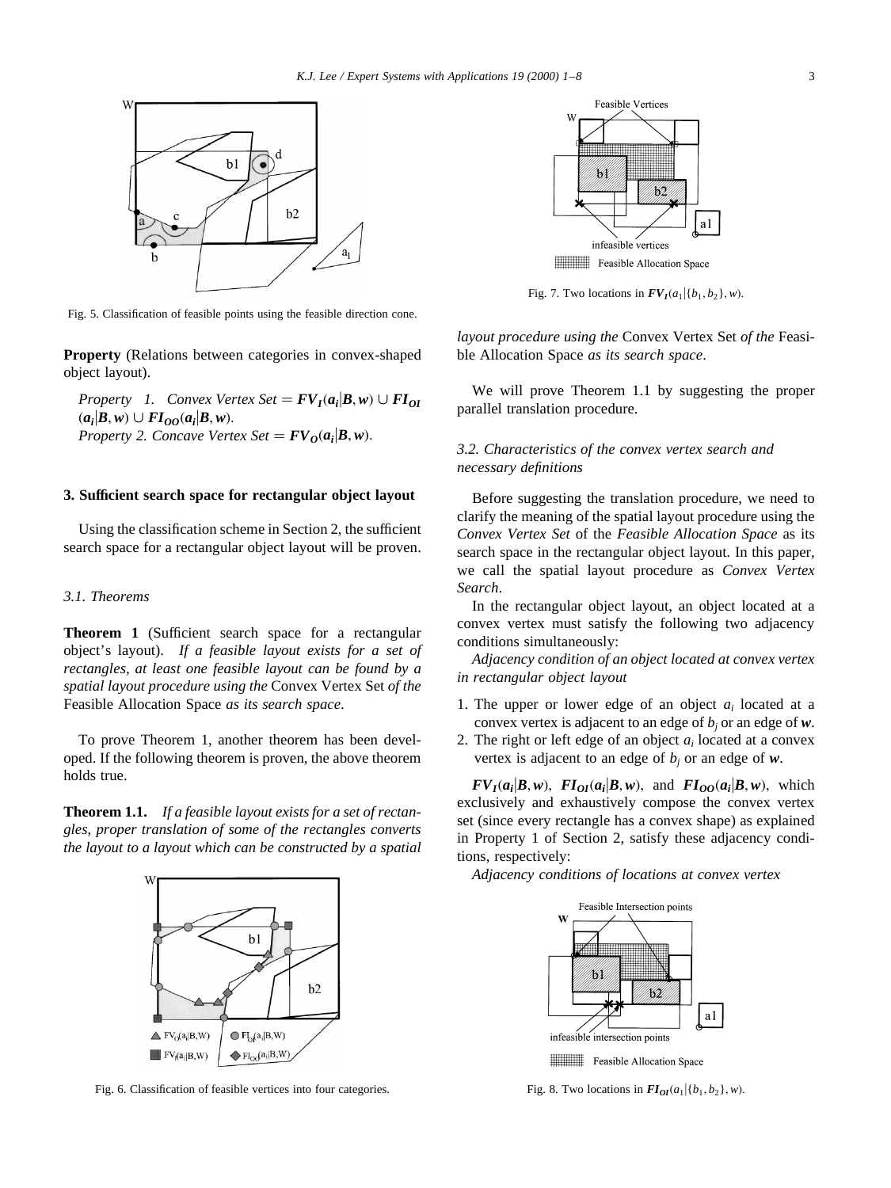Fig. 5. Classification of feasible points using the feasible direction cone.

**Property** (Relations between categories in convex-shaped object layout).

*Property 1.* Convex Vertex Set $= \boldsymbol{FV_I}(\boldsymbol{a_i}|\boldsymbol{B},\boldsymbol{w}) \cup \boldsymbol{FI_{OI}}(\boldsymbol{a_i}|\boldsymbol{B},\boldsymbol{w}) \cup \boldsymbol{FI_{OO}}(\boldsymbol{a_i}|\boldsymbol{B},\boldsymbol{w})$.
*Property 2.* Concave Vertex Set $= \boldsymbol{FV_O}(\boldsymbol{a_i}|\boldsymbol{B},\boldsymbol{w})$.

## 3. Sufficient search space for rectangular object layout

Using the classification scheme in Section 2, the sufficient search space for a rectangular object layout will be proven.

### 3.1. Theorems

**Theorem 1** (Sufficient search space for a rectangular object's layout). *If a feasible layout exists for a set of rectangles, at least one feasible layout can be found by a spatial layout procedure using the* Convex Vertex Set *of the* Feasible Allocation Space *as its search space.*

To prove Theorem 1, another theorem has been developed. If the following theorem is proven, the above theorem holds true.

**Theorem 1.1.** *If a feasible layout exists for a set of rectangles, proper translation of some of the rectangles converts the layout to a layout which can be constructed by a spatial layout procedure using the* Convex Vertex Set *of the* Feasible Allocation Space *as its search space.*

Fig. 6. Classification of feasible vertices into four categories.

Fig. 7. Two locations in $\boldsymbol{FV_I}(a_1|\{b_1,b_2\},w)$.

We will prove Theorem 1.1 by suggesting the proper parallel translation procedure.

### 3.2. Characteristics of the convex vertex search and necessary definitions

Before suggesting the translation procedure, we need to clarify the meaning of the spatial layout procedure using the *Convex Vertex Set* of the *Feasible Allocation Space* as its search space in the rectangular object layout. In this paper, we call the spatial layout procedure as *Convex Vertex Search*.

In the rectangular object layout, an object located at a convex vertex must satisfy the following two adjacency conditions simultaneously:

*Adjacency condition of an object located at convex vertex in rectangular object layout*

1. The upper or lower edge of an object $a_i$ located at a convex vertex is adjacent to an edge of $b_j$ or an edge of $\boldsymbol{w}$.
2. The right or left edge of an object $a_i$ located at a convex vertex is adjacent to an edge of $b_j$ or an edge of $\boldsymbol{w}$.

$\boldsymbol{FV_I}(\boldsymbol{a_i}|\boldsymbol{B},\boldsymbol{w})$, $\boldsymbol{FI_{OI}}(\boldsymbol{a_i}|\boldsymbol{B},\boldsymbol{w})$, and $\boldsymbol{FI_{OO}}(\boldsymbol{a_i}|\boldsymbol{B},\boldsymbol{w})$, which exclusively and exhaustively compose the convex vertex set (since every rectangle has a convex shape) as explained in Property 1 of Section 2, satisfy these adjacency conditions, respectively:

*Adjacency conditions of locations at convex vertex*

Fig. 8. Two locations in $\boldsymbol{FI_{OI}}(a_1|\{b_1,b_2\},w)$.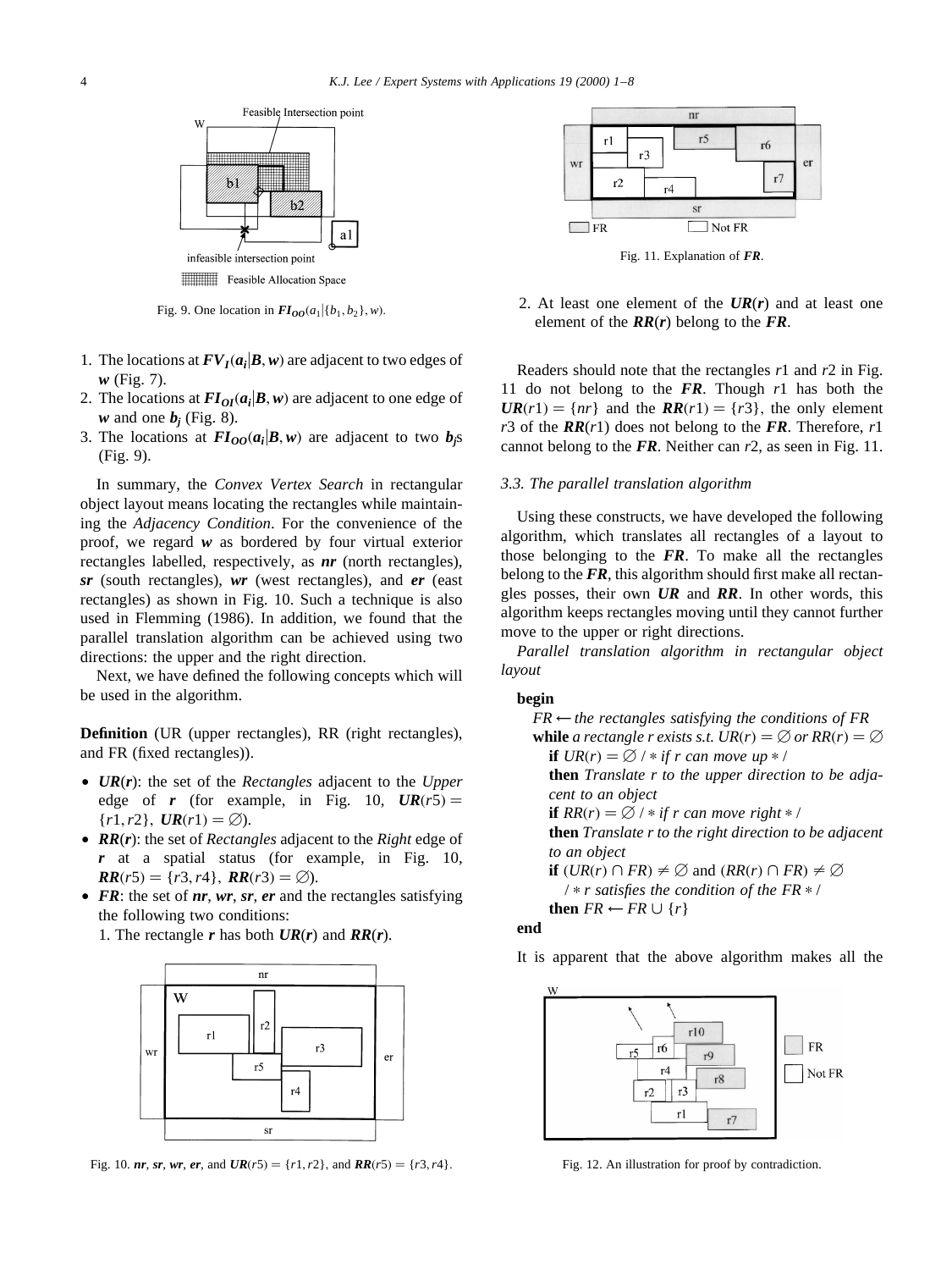Fig. 9. One location in $\boldsymbol{FI_{OO}}(a_1|\{b_1, b_2\}, w)$.

1. The locations at $\boldsymbol{FV_I}(\boldsymbol{a_i}|\boldsymbol{B}, \boldsymbol{w})$ are adjacent to two edges of $\boldsymbol{w}$ (Fig. 7).
2. The locations at $\boldsymbol{FI_{OI}}(\boldsymbol{a_i}|\boldsymbol{B}, \boldsymbol{w})$ are adjacent to one edge of $\boldsymbol{w}$ and one $\boldsymbol{b_j}$ (Fig. 8).
3. The locations at $\boldsymbol{FI_{OO}}(\boldsymbol{a_i}|\boldsymbol{B}, \boldsymbol{w})$ are adjacent to two $\boldsymbol{b_j}$s (Fig. 9).

In summary, the *Convex Vertex Search* in rectangular object layout means locating the rectangles while maintaining the *Adjacency Condition*. For the convenience of the proof, we regard $\boldsymbol{w}$ as bordered by four virtual exterior rectangles labelled, respectively, as ***nr*** (north rectangles), ***sr*** (south rectangles), ***wr*** (west rectangles), and ***er*** (east rectangles) as shown in Fig. 10. Such a technique is also used in Flemming (1986). In addition, we found that the parallel translation algorithm can be achieved using two directions: the upper and the right direction.

Next, we have defined the following concepts which will be used in the algorithm.

**Definition** (UR (upper rectangles), RR (right rectangles), and FR (fixed rectangles)).

- $\boldsymbol{UR}(\boldsymbol{r})$: the set of the *Rectangles* adjacent to the *Upper* edge of $\boldsymbol{r}$ (for example, in Fig. 10, $\boldsymbol{UR}(r5) = \{r1, r2\}$, $\boldsymbol{UR}(r1) = \emptyset$).
- $\boldsymbol{RR}(\boldsymbol{r})$: the set of *Rectangles* adjacent to the *Right* edge of $\boldsymbol{r}$ at a spatial status (for example, in Fig. 10, $\boldsymbol{RR}(r5) = \{r3, r4\}$, $\boldsymbol{RR}(r3) = \emptyset$).
- ***FR***: the set of ***nr***, ***wr***, ***sr***, ***er*** and the rectangles satisfying the following two conditions:
  1. The rectangle $\boldsymbol{r}$ has both $\boldsymbol{UR}(\boldsymbol{r})$ and $\boldsymbol{RR}(\boldsymbol{r})$.
  2. At least one element of the $\boldsymbol{UR}(\boldsymbol{r})$ and at least one element of the $\boldsymbol{RR}(\boldsymbol{r})$ belong to the ***FR***.

Fig. 10. ***nr***, ***sr***, ***wr***, ***er***, and $\boldsymbol{UR}(r5) = \{r1, r2\}$, and $\boldsymbol{RR}(r5) = \{r3, r4\}$.

Fig. 11. Explanation of ***FR***.

Readers should note that the rectangles $r1$ and $r2$ in Fig. 11 do not belong to the ***FR***. Though $r1$ has both the $\boldsymbol{UR}(r1) = \{nr\}$ and the $\boldsymbol{RR}(r1) = \{r3\}$, the only element $r3$ of the $\boldsymbol{RR}(r1)$ does not belong to the ***FR***. Therefore, $r1$ cannot belong to the ***FR***. Neither can $r2$, as seen in Fig. 11.

### 3.3. The parallel translation algorithm

Using these constructs, we have developed the following algorithm, which translates all rectangles of a layout to those belonging to the ***FR***. To make all the rectangles belong to the ***FR***, this algorithm should first make all rectangles posses, their own ***UR*** and ***RR***. In other words, this algorithm keeps rectangles moving until they cannot further move to the upper or right directions.

*Parallel translation algorithm in rectangular object layout*

**begin**
  *FR* ← *the rectangles satisfying the conditions of FR*
  **while** *a rectangle r exists s.t.* $UR(r) = \emptyset$ *or* $RR(r) = \emptyset$
    **if** $UR(r) = \emptyset$ /∗ *if r can move up* ∗/
    **then** *Translate r to the upper direction to be adjacent to an object*
    **if** $RR(r) = \emptyset$ /∗ *if r can move right* ∗/
    **then** *Translate r to the right direction to be adjacent to an object*
    **if** $(UR(r) \cap FR) \neq \emptyset$ and $(RR(r) \cap FR) \neq \emptyset$
      /∗ *r satisfies the condition of the FR* ∗/
    **then** $FR \leftarrow FR \cup \{r\}$
**end**

It is apparent that the above algorithm makes all the

Fig. 12. An illustration for proof by contradiction.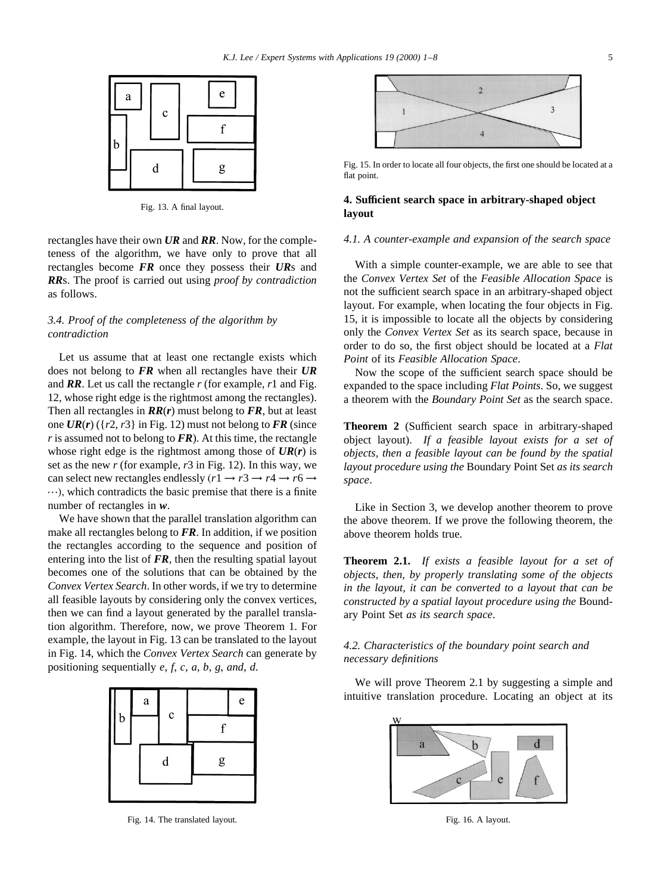Fig. 13. A final layout.

rectangles have their own ***UR*** and ***RR***. Now, for the completeness of the algorithm, we have only to prove that all rectangles become ***FR*** once they possess their ***UR***s and ***RR***s. The proof is carried out using *proof by contradiction* as follows.

### 3.4. Proof of the completeness of the algorithm by contradiction

Let us assume that at least one rectangle exists which does not belong to ***FR*** when all rectangles have their ***UR*** and ***RR***. Let us call the rectangle *r* (for example, *r*1 and Fig. 12, whose right edge is the rightmost among the rectangles). Then all rectangles in ***RR***(***r***) must belong to ***FR***, but at least one ***UR***(***r***) ({*r*2, *r*3} in Fig. 12) must not belong to ***FR*** (since *r* is assumed not to belong to ***FR***). At this time, the rectangle whose right edge is the rightmost among those of ***UR***(***r***) is set as the new *r* (for example, *r*3 in Fig. 12). In this way, we can select new rectangles endlessly ($r1 \rightarrow r3 \rightarrow r4 \rightarrow r6 \rightarrow \cdots$), which contradicts the basic premise that there is a finite number of rectangles in ***w***.

We have shown that the parallel translation algorithm can make all rectangles belong to ***FR***. In addition, if we position the rectangles according to the sequence and position of entering into the list of ***FR***, then the resulting spatial layout becomes one of the solutions that can be obtained by the *Convex Vertex Search*. In other words, if we try to determine all feasible layouts by considering only the convex vertices, then we can find a layout generated by the parallel translation algorithm. Therefore, now, we prove Theorem 1. For example, the layout in Fig. 13 can be translated to the layout in Fig. 14, which the *Convex Vertex Search* can generate by positioning sequentially *e*, *f*, *c*, *a*, *b*, *g*, *and*, *d*.

Fig. 14. The translated layout.

Fig. 15. In order to locate all four objects, the first one should be located at a flat point.

## 4. Sufficient search space in arbitrary-shaped object layout

### 4.1. A counter-example and expansion of the search space

With a simple counter-example, we are able to see that the *Convex Vertex Set* of the *Feasible Allocation Space* is not the sufficient search space in an arbitrary-shaped object layout. For example, when locating the four objects in Fig. 15, it is impossible to locate all the objects by considering only the *Convex Vertex Set* as its search space, because in order to do so, the first object should be located at a *Flat Point* of its *Feasible Allocation Space*.

Now the scope of the sufficient search space should be expanded to the space including *Flat Points*. So, we suggest a theorem with the *Boundary Point Set* as the search space.

**Theorem 2** (Sufficient search space in arbitrary-shaped object layout). *If a feasible layout exists for a set of objects, then a feasible layout can be found by the spatial layout procedure using the* Boundary Point Set *as its search space*.

Like in Section 3, we develop another theorem to prove the above theorem. If we prove the following theorem, the above theorem holds true.

**Theorem 2.1.** *If exists a feasible layout for a set of objects, then, by properly translating some of the objects in the layout, it can be converted to a layout that can be constructed by a spatial layout procedure using the* Boundary Point Set *as its search space*.

### 4.2. Characteristics of the boundary point search and necessary definitions

We will prove Theorem 2.1 by suggesting a simple and intuitive translation procedure. Locating an object at its

Fig. 16. A layout.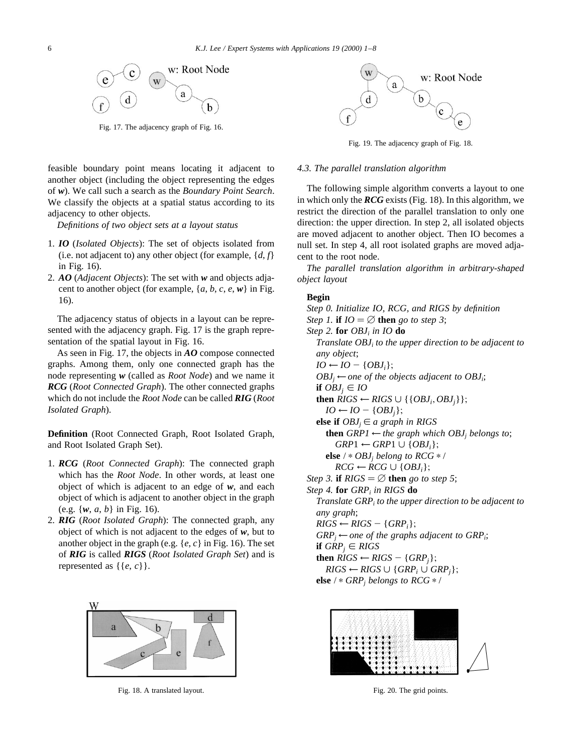Fig. 17. The adjacency graph of Fig. 16.

feasible boundary point means locating it adjacent to another object (including the object representing the edges of ***w***). We call such a search as the *Boundary Point Search*. We classify the objects at a spatial status according to its adjacency to other objects.

*Definitions of two object sets at a layout status*

1. ***IO*** (*Isolated Objects*): The set of objects isolated from (i.e. not adjacent to) any other object (for example, {*d*, *f*} in Fig. 16).
2. ***AO*** (*Adjacent Objects*): The set with ***w*** and objects adjacent to another object (for example, {*a*, *b*, *c*, *e*, ***w***} in Fig. 16).

The adjacency status of objects in a layout can be represented with the adjacency graph. Fig. 17 is the graph representation of the spatial layout in Fig. 16.

As seen in Fig. 17, the objects in ***AO*** compose connected graphs. Among them, only one connected graph has the node representing ***w*** (called as *Root Node*) and we name it ***RCG*** (*Root Connected Graph*). The other connected graphs which do not include the *Root Node* can be called ***RIG*** (*Root Isolated Graph*).

**Definition** (Root Connected Graph, Root Isolated Graph, and Root Isolated Graph Set).

1. ***RCG*** (*Root Connected Graph*): The connected graph which has the *Root Node*. In other words, at least one object of which is adjacent to an edge of ***w***, and each object of which is adjacent to another object in the graph (e.g. {***w***, *a*, *b*} in Fig. 16).
2. ***RIG*** (*Root Isolated Graph*): The connected graph, any object of which is not adjacent to the edges of ***w***, but to another object in the graph (e.g. {*e*, *c*} in Fig. 16). The set of ***RIG*** is called ***RIGS*** (*Root Isolated Graph Set*) and is represented as {{*e*, *c*}}.

Fig. 18. A translated layout.

Fig. 19. The adjacency graph of Fig. 18.

### *4.3. The parallel translation algorithm*

The following simple algorithm converts a layout to one in which only the ***RCG*** exists (Fig. 18). In this algorithm, we restrict the direction of the parallel translation to only one direction: the upper direction. In step 2, all isolated objects are moved adjacent to another object. Then IO becomes a null set. In step 4, all root isolated graphs are moved adjacent to the root node.

*The parallel translation algorithm in arbitrary-shaped object layout*

**Begin**
*Step 0. Initialize IO, RCG, and RIGS by definition*
*Step 1.* **if** $IO = \emptyset$ **then** *go to step 3*;
*Step 2.* **for** $OBJ_i$ *in IO* **do**
  *Translate* $OBJ_i$ *to the upper direction to be adjacent to any object*;
  $IO \leftarrow IO - \{OBJ_i\}$;
  $OBJ_j \leftarrow$ *one of the objects adjacent to* $OBJ_i$;
  **if** $OBJ_j \in IO$
  **then** $RIGS \leftarrow RIGS \cup \{\{OBJ_i, OBJ_j\}\}$;
    $IO \leftarrow IO - \{OBJ_j\}$;
  **else if** $OBJ_j \in$ *a graph in RIGS*
    **then** $GRP1 \leftarrow$ *the graph which* $OBJ_j$ *belongs to*;
      $GRP1 \leftarrow GRP1 \cup \{OBJ_i\}$;
    **else** /* $OBJ_j$ *belong to RCG* */
      $RCG \leftarrow RCG \cup \{OBJ_i\}$;
*Step 3.* **if** $RIGS = \emptyset$ **then** *go to step 5*;
*Step 4.* **for** $GRP_i$ *in RIGS* **do**
  *Translate* $GRP_i$ *to the upper direction to be adjacent to any graph*;
  $RIGS \leftarrow RIGS - \{GRP_i\}$;
  $GRP_j \leftarrow$ *one of the graphs adjacent to* $GRP_i$;
  **if** $GRP_j \in RIGS$
  **then** $RIGS \leftarrow RIGS - \{GRP_j\}$;
    $RIGS \leftarrow RIGS \cup \{GRP_i \cup GRP_j\}$;
  **else** /* $GRP_j$ *belongs to RCG* */

Fig. 20. The grid points.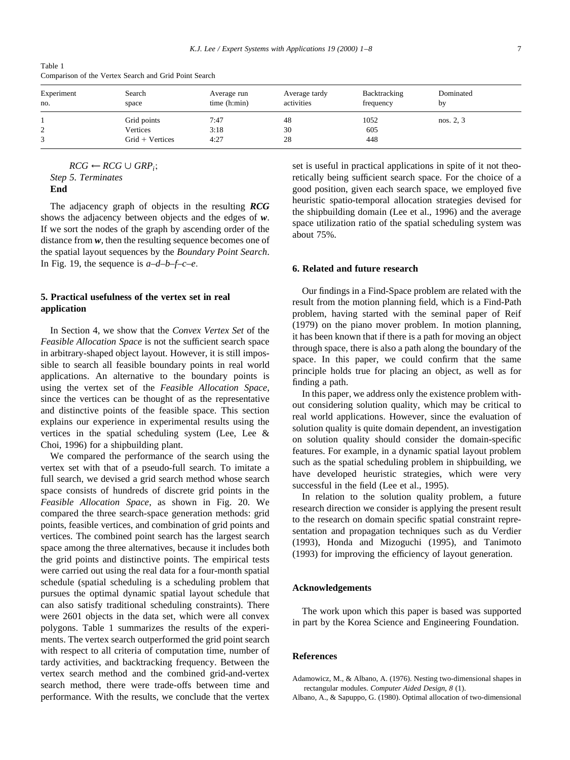Table 1
Comparison of the Vertex Search and Grid Point Search

| Experiment no. | Search space | Average run time (h:min) | Average tardy activities | Backtracking frequency | Dominated by |
|---|---|---|---|---|---|
| 1 | Grid points | 7:47 | 48 | 1052 | nos. 2, 3 |
| 2 | Vertices | 3:18 | 30 | 605 | |
| 3 | Grid + Vertices | 4:27 | 28 | 448 | |

$RCG \leftarrow RCG \cup GRP_i$;
*Step 5. Terminates*
**End**

The adjacency graph of objects in the resulting ***RCG*** shows the adjacency between objects and the edges of ***w***. If we sort the nodes of the graph by ascending order of the distance from ***w***, then the resulting sequence becomes one of the spatial layout sequences by the *Boundary Point Search*. In Fig. 19, the sequence is *a*–*d*–*b*–*f*–*c*–*e*.

## 5. Practical usefulness of the vertex set in real application

In Section 4, we show that the *Convex Vertex Set* of the *Feasible Allocation Space* is not the sufficient search space in arbitrary-shaped object layout. However, it is still impossible to search all feasible boundary points in real world applications. An alternative to the boundary points is using the vertex set of the *Feasible Allocation Space*, since the vertices can be thought of as the representative and distinctive points of the feasible space. This section explains our experience in experimental results using the vertices in the spatial scheduling system (Lee, Lee & Choi, 1996) for a shipbuilding plant.

We compared the performance of the search using the vertex set with that of a pseudo-full search. To imitate a full search, we devised a grid search method whose search space consists of hundreds of discrete grid points in the *Feasible Allocation Space*, as shown in Fig. 20. We compared the three search-space generation methods: grid points, feasible vertices, and combination of grid points and vertices. The combined point search has the largest search space among the three alternatives, because it includes both the grid points and distinctive points. The empirical tests were carried out using the real data for a four-month spatial schedule (spatial scheduling is a scheduling problem that pursues the optimal dynamic spatial layout schedule that can also satisfy traditional scheduling constraints). There were 2601 objects in the data set, which were all convex polygons. Table 1 summarizes the results of the experiments. The vertex search outperformed the grid point search with respect to all criteria of computation time, number of tardy activities, and backtracking frequency. Between the vertex search method and the combined grid-and-vertex search method, there were trade-offs between time and performance. With the results, we conclude that the vertex set is useful in practical applications in spite of it not theoretically being sufficient search space. For the choice of a good position, given each search space, we employed five heuristic spatio-temporal allocation strategies devised for the shipbuilding domain (Lee et al., 1996) and the average space utilization ratio of the spatial scheduling system was about 75%.

## 6. Related and future research

Our findings in a Find-Space problem are related with the result from the motion planning field, which is a Find-Path problem, having started with the seminal paper of Reif (1979) on the piano mover problem. In motion planning, it has been known that if there is a path for moving an object through space, there is also a path along the boundary of the space. In this paper, we could confirm that the same principle holds true for placing an object, as well as for finding a path.

In this paper, we address only the existence problem without considering solution quality, which may be critical to real world applications. However, since the evaluation of solution quality is quite domain dependent, an investigation on solution quality should consider the domain-specific features. For example, in a dynamic spatial layout problem such as the spatial scheduling problem in shipbuilding, we have developed heuristic strategies, which were very successful in the field (Lee et al., 1995).

In relation to the solution quality problem, a future research direction we consider is applying the present result to the research on domain specific spatial constraint representation and propagation techniques such as du Verdier (1993), Honda and Mizoguchi (1995), and Tanimoto (1993) for improving the efficiency of layout generation.

## Acknowledgements

The work upon which this paper is based was supported in part by the Korea Science and Engineering Foundation.

## References

Adamowicz, M., & Albano, A. (1976). Nesting two-dimensional shapes in rectangular modules. *Computer Aided Design*, *8* (1).

Albano, A., & Sapuppo, G. (1980). Optimal allocation of two-dimensional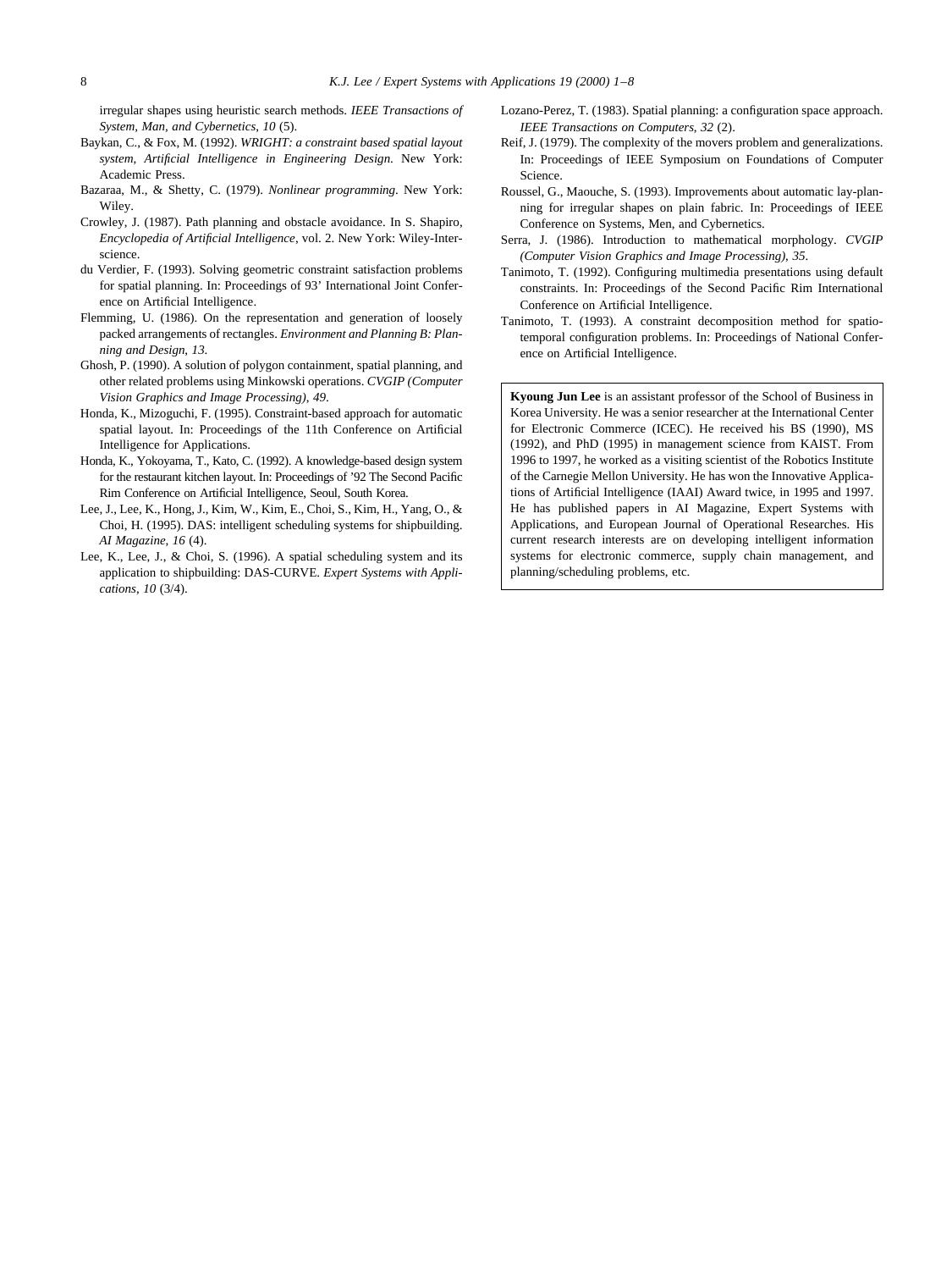irregular shapes using heuristic search methods. *IEEE Transactions of System, Man, and Cybernetics*, *10* (5).

Baykan, C., & Fox, M. (1992). *WRIGHT: a constraint based spatial layout system, Artificial Intelligence in Engineering Design*. New York: Academic Press.

Bazaraa, M., & Shetty, C. (1979). *Nonlinear programming*. New York: Wiley.

Crowley, J. (1987). Path planning and obstacle avoidance. In S. Shapiro, *Encyclopedia of Artificial Intelligence*, vol. 2. New York: Wiley-Interscience.

du Verdier, F. (1993). Solving geometric constraint satisfaction problems for spatial planning. In: Proceedings of 93' International Joint Conference on Artificial Intelligence.

Flemming, U. (1986). On the representation and generation of loosely packed arrangements of rectangles. *Environment and Planning B: Planning and Design*, *13*.

Ghosh, P. (1990). A solution of polygon containment, spatial planning, and other related problems using Minkowski operations. *CVGIP (Computer Vision Graphics and Image Processing)*, *49*.

Honda, K., Mizoguchi, F. (1995). Constraint-based approach for automatic spatial layout. In: Proceedings of the 11th Conference on Artificial Intelligence for Applications.

Honda, K., Yokoyama, T., Kato, C. (1992). A knowledge-based design system for the restaurant kitchen layout. In: Proceedings of '92 The Second Pacific Rim Conference on Artificial Intelligence, Seoul, South Korea.

Lee, J., Lee, K., Hong, J., Kim, W., Kim, E., Choi, S., Kim, H., Yang, O., & Choi, H. (1995). DAS: intelligent scheduling systems for shipbuilding. *AI Magazine*, *16* (4).

Lee, K., Lee, J., & Choi, S. (1996). A spatial scheduling system and its application to shipbuilding: DAS-CURVE. *Expert Systems with Applications*, *10* (3/4).

Lozano-Perez, T. (1983). Spatial planning: a configuration space approach. *IEEE Transactions on Computers*, *32* (2).

Reif, J. (1979). The complexity of the movers problem and generalizations. In: Proceedings of IEEE Symposium on Foundations of Computer Science.

Roussel, G., Maouche, S. (1993). Improvements about automatic lay-planning for irregular shapes on plain fabric. In: Proceedings of IEEE Conference on Systems, Men, and Cybernetics.

Serra, J. (1986). Introduction to mathematical morphology. *CVGIP (Computer Vision Graphics and Image Processing)*, *35*.

Tanimoto, T. (1992). Configuring multimedia presentations using default constraints. In: Proceedings of the Second Pacific Rim International Conference on Artificial Intelligence.

Tanimoto, T. (1993). A constraint decomposition method for spatio-temporal configuration problems. In: Proceedings of National Conference on Artificial Intelligence.

**Kyoung Jun Lee** is an assistant professor of the School of Business in Korea University. He was a senior researcher at the International Center for Electronic Commerce (ICEC). He received his BS (1990), MS (1992), and PhD (1995) in management science from KAIST. From 1996 to 1997, he worked as a visiting scientist of the Robotics Institute of the Carnegie Mellon University. He has won the Innovative Applications of Artificial Intelligence (IAAI) Award twice, in 1995 and 1997. He has published papers in AI Magazine, Expert Systems with Applications, and European Journal of Operational Researches. His current research interests are on developing intelligent information systems for electronic commerce, supply chain management, and planning/scheduling problems, etc.